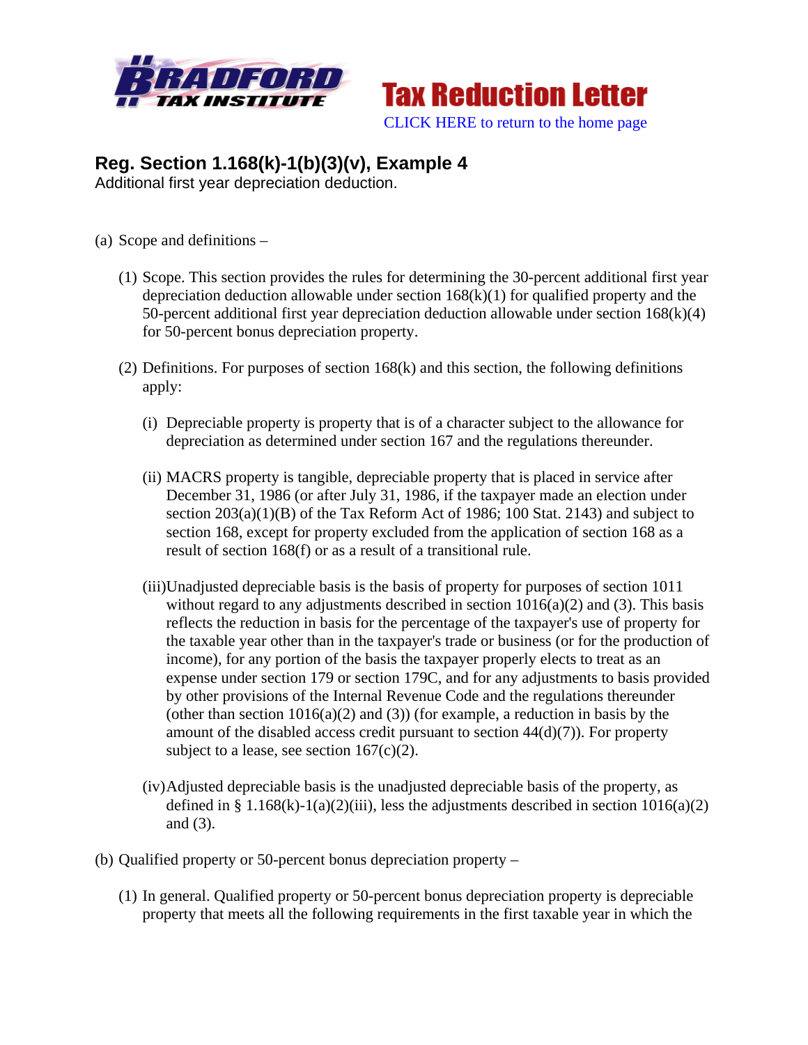**Tax Reduction Letter**

CLICK HERE to return to the home page

## Reg. Section 1.168(k)-1(b)(3)(v), Example 4

Additional first year depreciation deduction.

(a) Scope and definitions –

(1) Scope. This section provides the rules for determining the 30-percent additional first year depreciation deduction allowable under section 168(k)(1) for qualified property and the 50-percent additional first year depreciation deduction allowable under section 168(k)(4) for 50-percent bonus depreciation property.

(2) Definitions. For purposes of section 168(k) and this section, the following definitions apply:

(i) Depreciable property is property that is of a character subject to the allowance for depreciation as determined under section 167 and the regulations thereunder.

(ii) MACRS property is tangible, depreciable property that is placed in service after December 31, 1986 (or after July 31, 1986, if the taxpayer made an election under section 203(a)(1)(B) of the Tax Reform Act of 1986; 100 Stat. 2143) and subject to section 168, except for property excluded from the application of section 168 as a result of section 168(f) or as a result of a transitional rule.

(iii) Unadjusted depreciable basis is the basis of property for purposes of section 1011 without regard to any adjustments described in section 1016(a)(2) and (3). This basis reflects the reduction in basis for the percentage of the taxpayer's use of property for the taxable year other than in the taxpayer's trade or business (or for the production of income), for any portion of the basis the taxpayer properly elects to treat as an expense under section 179 or section 179C, and for any adjustments to basis provided by other provisions of the Internal Revenue Code and the regulations thereunder (other than section 1016(a)(2) and (3)) (for example, a reduction in basis by the amount of the disabled access credit pursuant to section 44(d)(7)). For property subject to a lease, see section 167(c)(2).

(iv) Adjusted depreciable basis is the unadjusted depreciable basis of the property, as defined in § 1.168(k)-1(a)(2)(iii), less the adjustments described in section 1016(a)(2) and (3).

(b) Qualified property or 50-percent bonus depreciation property –

(1) In general. Qualified property or 50-percent bonus depreciation property is depreciable property that meets all the following requirements in the first taxable year in which the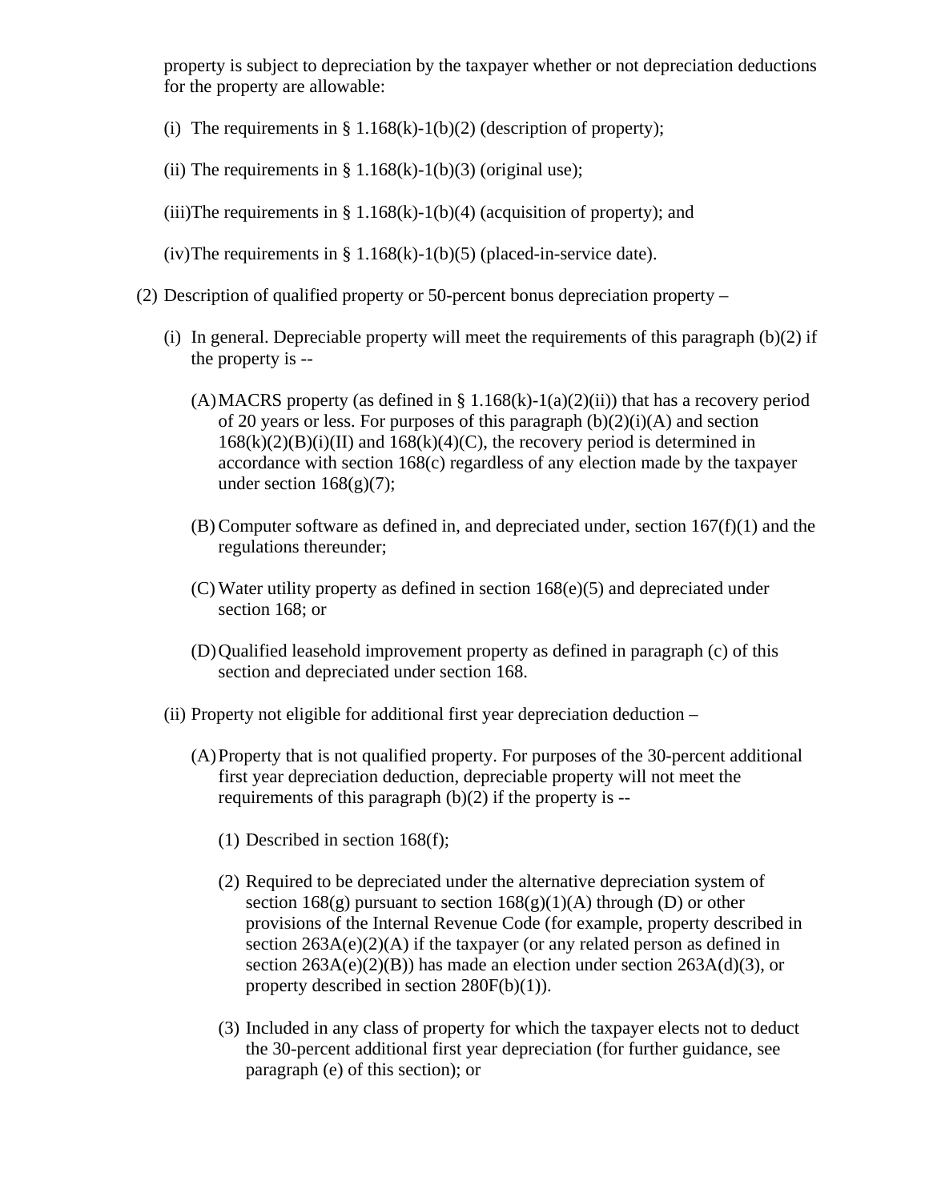property is subject to depreciation by the taxpayer whether or not depreciation deductions for the property are allowable:

(i) The requirements in § 1.168(k)-1(b)(2) (description of property);

(ii) The requirements in § 1.168(k)-1(b)(3) (original use);

(iii) The requirements in § 1.168(k)-1(b)(4) (acquisition of property); and

(iv) The requirements in § 1.168(k)-1(b)(5) (placed-in-service date).

(2) Description of qualified property or 50-percent bonus depreciation property –

(i) In general. Depreciable property will meet the requirements of this paragraph (b)(2) if the property is --

(A) MACRS property (as defined in § 1.168(k)-1(a)(2)(ii)) that has a recovery period of 20 years or less. For purposes of this paragraph (b)(2)(i)(A) and section 168(k)(2)(B)(i)(II) and 168(k)(4)(C), the recovery period is determined in accordance with section 168(c) regardless of any election made by the taxpayer under section 168(g)(7);

(B) Computer software as defined in, and depreciated under, section 167(f)(1) and the regulations thereunder;

(C) Water utility property as defined in section 168(e)(5) and depreciated under section 168; or

(D) Qualified leasehold improvement property as defined in paragraph (c) of this section and depreciated under section 168.

(ii) Property not eligible for additional first year depreciation deduction –

(A) Property that is not qualified property. For purposes of the 30-percent additional first year depreciation deduction, depreciable property will not meet the requirements of this paragraph (b)(2) if the property is --

(1) Described in section 168(f);

(2) Required to be depreciated under the alternative depreciation system of section 168(g) pursuant to section 168(g)(1)(A) through (D) or other provisions of the Internal Revenue Code (for example, property described in section 263A(e)(2)(A) if the taxpayer (or any related person as defined in section 263A(e)(2)(B)) has made an election under section 263A(d)(3), or property described in section 280F(b)(1)).

(3) Included in any class of property for which the taxpayer elects not to deduct the 30-percent additional first year depreciation (for further guidance, see paragraph (e) of this section); or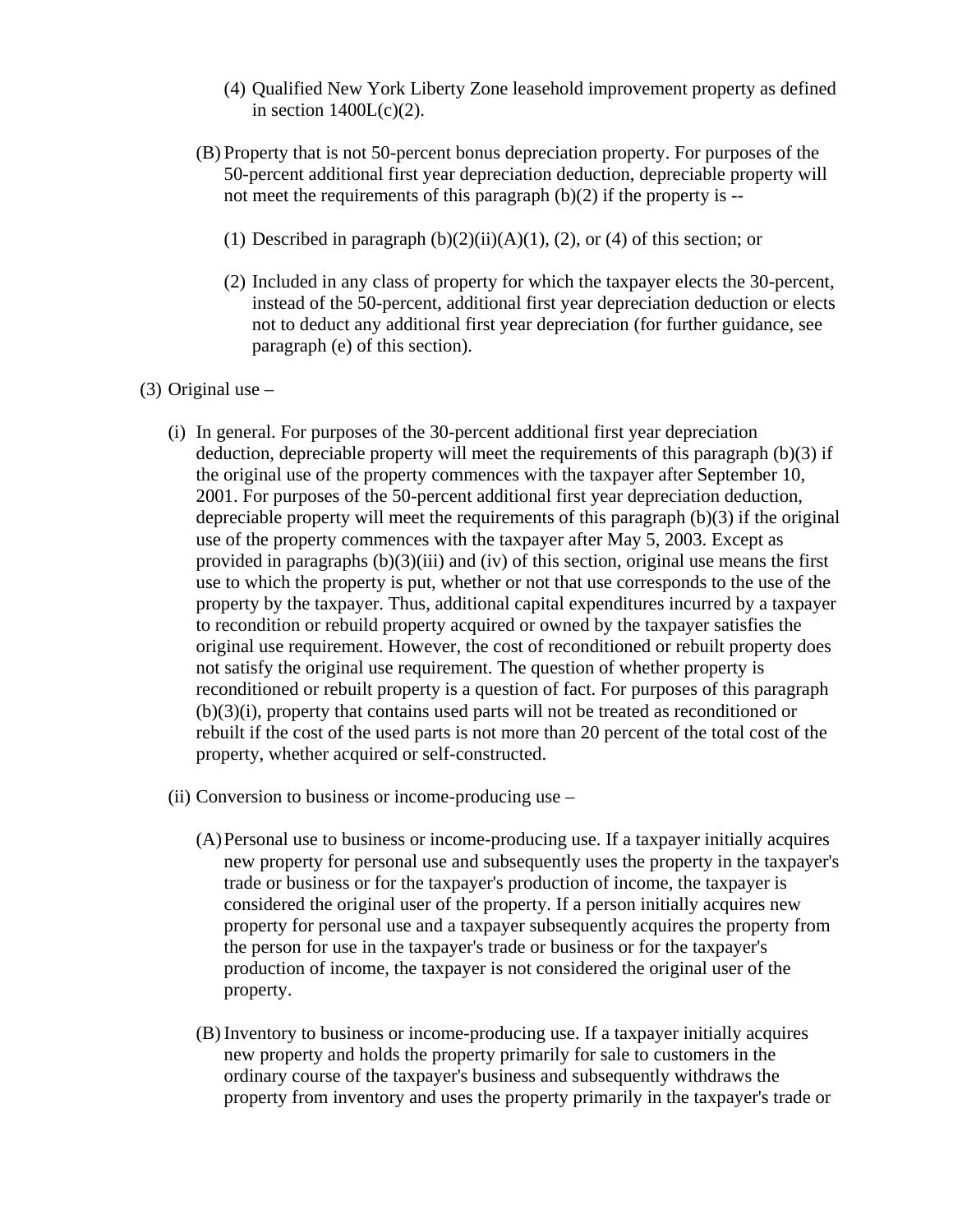(4) Qualified New York Liberty Zone leasehold improvement property as defined in section 1400L(c)(2).

(B) Property that is not 50-percent bonus depreciation property. For purposes of the 50-percent additional first year depreciation deduction, depreciable property will not meet the requirements of this paragraph (b)(2) if the property is --

(1) Described in paragraph (b)(2)(ii)(A)(1), (2), or (4) of this section; or

(2) Included in any class of property for which the taxpayer elects the 30-percent, instead of the 50-percent, additional first year depreciation deduction or elects not to deduct any additional first year depreciation (for further guidance, see paragraph (e) of this section).

(3) Original use –

(i) In general. For purposes of the 30-percent additional first year depreciation deduction, depreciable property will meet the requirements of this paragraph (b)(3) if the original use of the property commences with the taxpayer after September 10, 2001. For purposes of the 50-percent additional first year depreciation deduction, depreciable property will meet the requirements of this paragraph (b)(3) if the original use of the property commences with the taxpayer after May 5, 2003. Except as provided in paragraphs (b)(3)(iii) and (iv) of this section, original use means the first use to which the property is put, whether or not that use corresponds to the use of the property by the taxpayer. Thus, additional capital expenditures incurred by a taxpayer to recondition or rebuild property acquired or owned by the taxpayer satisfies the original use requirement. However, the cost of reconditioned or rebuilt property does not satisfy the original use requirement. The question of whether property is reconditioned or rebuilt property is a question of fact. For purposes of this paragraph (b)(3)(i), property that contains used parts will not be treated as reconditioned or rebuilt if the cost of the used parts is not more than 20 percent of the total cost of the property, whether acquired or self-constructed.

(ii) Conversion to business or income-producing use –

(A) Personal use to business or income-producing use. If a taxpayer initially acquires new property for personal use and subsequently uses the property in the taxpayer's trade or business or for the taxpayer's production of income, the taxpayer is considered the original user of the property. If a person initially acquires new property for personal use and a taxpayer subsequently acquires the property from the person for use in the taxpayer's trade or business or for the taxpayer's production of income, the taxpayer is not considered the original user of the property.

(B) Inventory to business or income-producing use. If a taxpayer initially acquires new property and holds the property primarily for sale to customers in the ordinary course of the taxpayer's business and subsequently withdraws the property from inventory and uses the property primarily in the taxpayer's trade or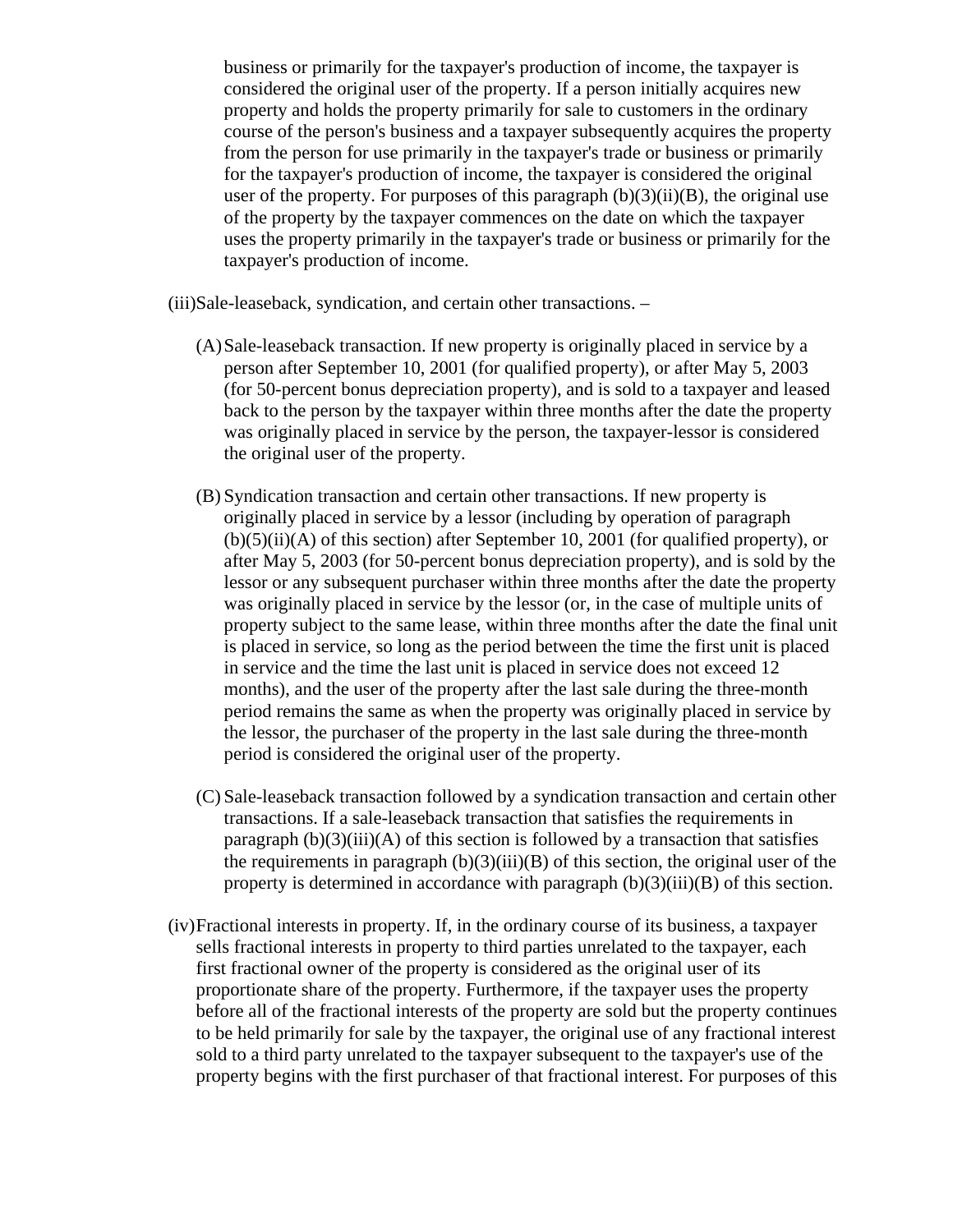business or primarily for the taxpayer's production of income, the taxpayer is considered the original user of the property. If a person initially acquires new property and holds the property primarily for sale to customers in the ordinary course of the person's business and a taxpayer subsequently acquires the property from the person for use primarily in the taxpayer's trade or business or primarily for the taxpayer's production of income, the taxpayer is considered the original user of the property. For purposes of this paragraph (b)(3)(ii)(B), the original use of the property by the taxpayer commences on the date on which the taxpayer uses the property primarily in the taxpayer's trade or business or primarily for the taxpayer's production of income.

(iii) Sale-leaseback, syndication, and certain other transactions. –

(A) Sale-leaseback transaction. If new property is originally placed in service by a person after September 10, 2001 (for qualified property), or after May 5, 2003 (for 50-percent bonus depreciation property), and is sold to a taxpayer and leased back to the person by the taxpayer within three months after the date the property was originally placed in service by the person, the taxpayer-lessor is considered the original user of the property.

(B) Syndication transaction and certain other transactions. If new property is originally placed in service by a lessor (including by operation of paragraph (b)(5)(ii)(A) of this section) after September 10, 2001 (for qualified property), or after May 5, 2003 (for 50-percent bonus depreciation property), and is sold by the lessor or any subsequent purchaser within three months after the date the property was originally placed in service by the lessor (or, in the case of multiple units of property subject to the same lease, within three months after the date the final unit is placed in service, so long as the period between the time the first unit is placed in service and the time the last unit is placed in service does not exceed 12 months), and the user of the property after the last sale during the three-month period remains the same as when the property was originally placed in service by the lessor, the purchaser of the property in the last sale during the three-month period is considered the original user of the property.

(C) Sale-leaseback transaction followed by a syndication transaction and certain other transactions. If a sale-leaseback transaction that satisfies the requirements in paragraph (b)(3)(iii)(A) of this section is followed by a transaction that satisfies the requirements in paragraph (b)(3)(iii)(B) of this section, the original user of the property is determined in accordance with paragraph (b)(3)(iii)(B) of this section.

(iv) Fractional interests in property. If, in the ordinary course of its business, a taxpayer sells fractional interests in property to third parties unrelated to the taxpayer, each first fractional owner of the property is considered as the original user of its proportionate share of the property. Furthermore, if the taxpayer uses the property before all of the fractional interests of the property are sold but the property continues to be held primarily for sale by the taxpayer, the original use of any fractional interest sold to a third party unrelated to the taxpayer subsequent to the taxpayer's use of the property begins with the first purchaser of that fractional interest. For purposes of this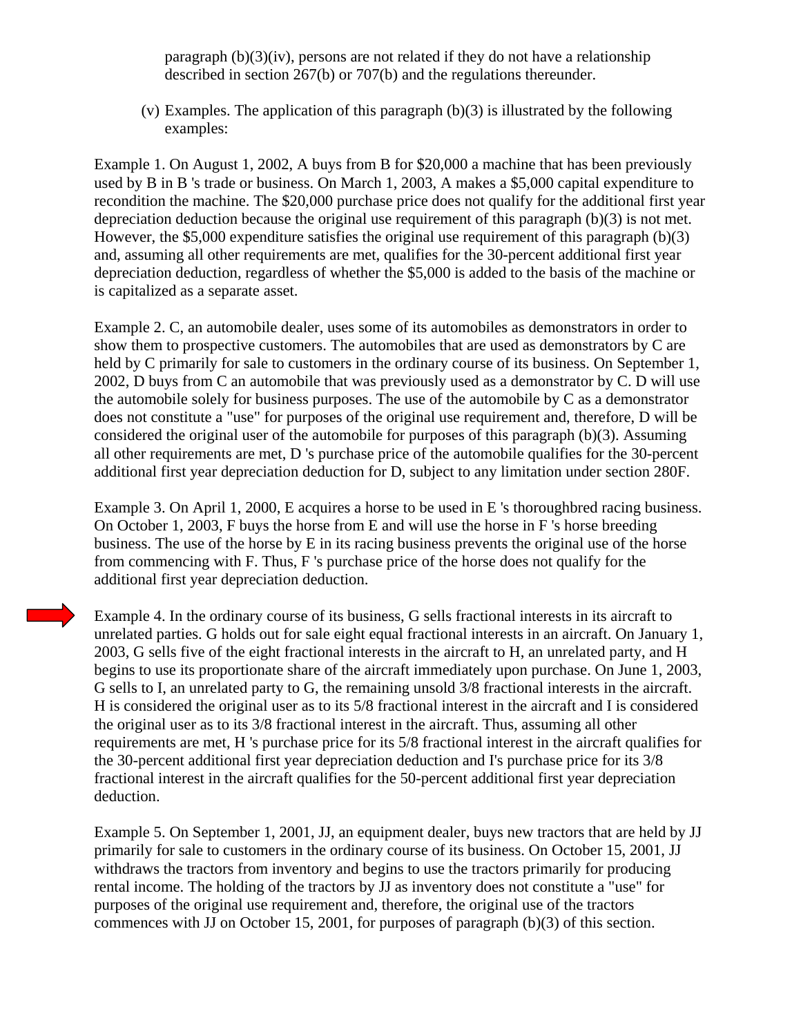paragraph (b)(3)(iv), persons are not related if they do not have a relationship described in section 267(b) or 707(b) and the regulations thereunder.

(v) Examples. The application of this paragraph (b)(3) is illustrated by the following examples:

Example 1. On August 1, 2002, A buys from B for $20,000 a machine that has been previously used by B in B 's trade or business. On March 1, 2003, A makes a $5,000 capital expenditure to recondition the machine. The $20,000 purchase price does not qualify for the additional first year depreciation deduction because the original use requirement of this paragraph (b)(3) is not met. However, the $5,000 expenditure satisfies the original use requirement of this paragraph (b)(3) and, assuming all other requirements are met, qualifies for the 30-percent additional first year depreciation deduction, regardless of whether the $5,000 is added to the basis of the machine or is capitalized as a separate asset.

Example 2. C, an automobile dealer, uses some of its automobiles as demonstrators in order to show them to prospective customers. The automobiles that are used as demonstrators by C are held by C primarily for sale to customers in the ordinary course of its business. On September 1, 2002, D buys from C an automobile that was previously used as a demonstrator by C. D will use the automobile solely for business purposes. The use of the automobile by C as a demonstrator does not constitute a "use" for purposes of the original use requirement and, therefore, D will be considered the original user of the automobile for purposes of this paragraph (b)(3). Assuming all other requirements are met, D 's purchase price of the automobile qualifies for the 30-percent additional first year depreciation deduction for D, subject to any limitation under section 280F.

Example 3. On April 1, 2000, E acquires a horse to be used in E 's thoroughbred racing business. On October 1, 2003, F buys the horse from E and will use the horse in F 's horse breeding business. The use of the horse by E in its racing business prevents the original use of the horse from commencing with F. Thus, F 's purchase price of the horse does not qualify for the additional first year depreciation deduction.

Example 4. In the ordinary course of its business, G sells fractional interests in its aircraft to unrelated parties. G holds out for sale eight equal fractional interests in an aircraft. On January 1, 2003, G sells five of the eight fractional interests in the aircraft to H, an unrelated party, and H begins to use its proportionate share of the aircraft immediately upon purchase. On June 1, 2003, G sells to I, an unrelated party to G, the remaining unsold 3/8 fractional interests in the aircraft. H is considered the original user as to its 5/8 fractional interest in the aircraft and I is considered the original user as to its 3/8 fractional interest in the aircraft. Thus, assuming all other requirements are met, H 's purchase price for its 5/8 fractional interest in the aircraft qualifies for the 30-percent additional first year depreciation deduction and I's purchase price for its 3/8 fractional interest in the aircraft qualifies for the 50-percent additional first year depreciation deduction.

Example 5. On September 1, 2001, JJ, an equipment dealer, buys new tractors that are held by JJ primarily for sale to customers in the ordinary course of its business. On October 15, 2001, JJ withdraws the tractors from inventory and begins to use the tractors primarily for producing rental income. The holding of the tractors by JJ as inventory does not constitute a "use" for purposes of the original use requirement and, therefore, the original use of the tractors commences with JJ on October 15, 2001, for purposes of paragraph (b)(3) of this section.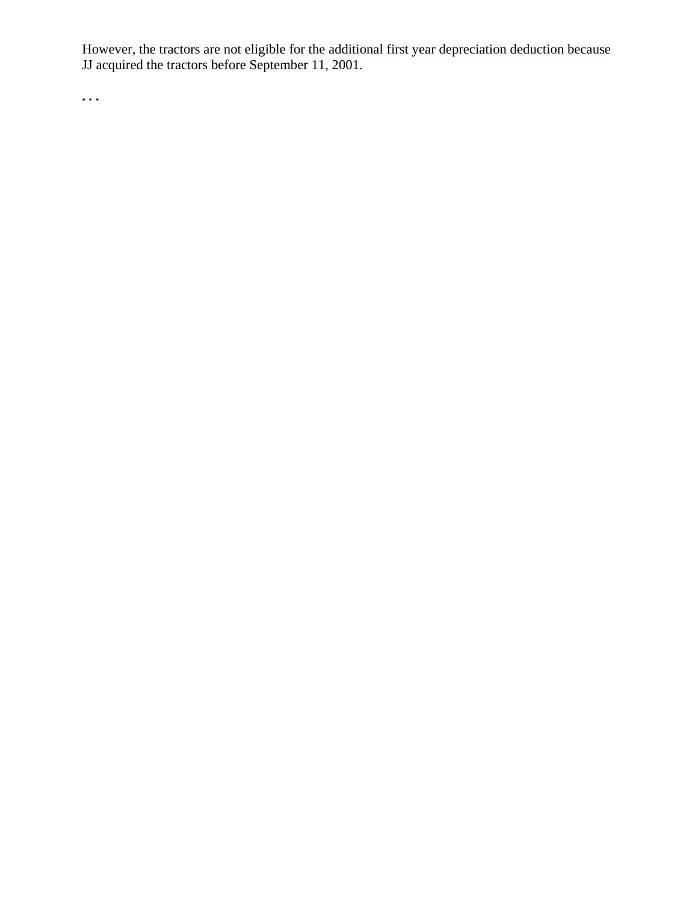However, the tractors are not eligible for the additional first year depreciation deduction because JJ acquired the tractors before September 11, 2001.

. . .